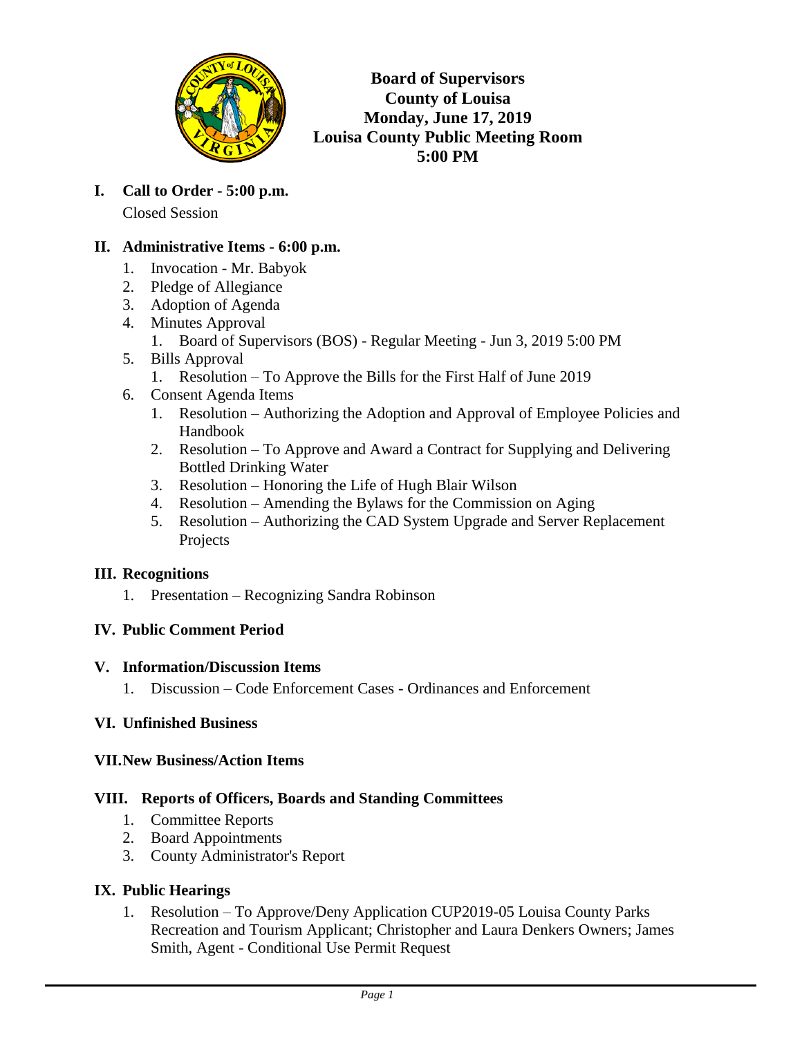# Board of Supervisors
# County of Louisa
# Monday, June 17, 2019
# Louisa County Public Meeting Room
# 5:00 PM

## I. Call to Order - 5:00 p.m.

Closed Session

## II. Administrative Items - 6:00 p.m.

1. Invocation - Mr. Babyok
2. Pledge of Allegiance
3. Adoption of Agenda
4. Minutes Approval
    1. Board of Supervisors (BOS) - Regular Meeting - Jun 3, 2019 5:00 PM
5. Bills Approval
    1. Resolution – To Approve the Bills for the First Half of June 2019
6. Consent Agenda Items
    1. Resolution – Authorizing the Adoption and Approval of Employee Policies and Handbook
    2. Resolution – To Approve and Award a Contract for Supplying and Delivering Bottled Drinking Water
    3. Resolution – Honoring the Life of Hugh Blair Wilson
    4. Resolution – Amending the Bylaws for the Commission on Aging
    5. Resolution – Authorizing the CAD System Upgrade and Server Replacement Projects

## III. Recognitions

1. Presentation – Recognizing Sandra Robinson

## IV. Public Comment Period

## V. Information/Discussion Items

1. Discussion – Code Enforcement Cases - Ordinances and Enforcement

## VI. Unfinished Business

## VII. New Business/Action Items

## VIII. Reports of Officers, Boards and Standing Committees

1. Committee Reports
2. Board Appointments
3. County Administrator's Report

## IX. Public Hearings

1. Resolution – To Approve/Deny Application CUP2019-05 Louisa County Parks Recreation and Tourism Applicant; Christopher and Laura Denkers Owners; James Smith, Agent - Conditional Use Permit Request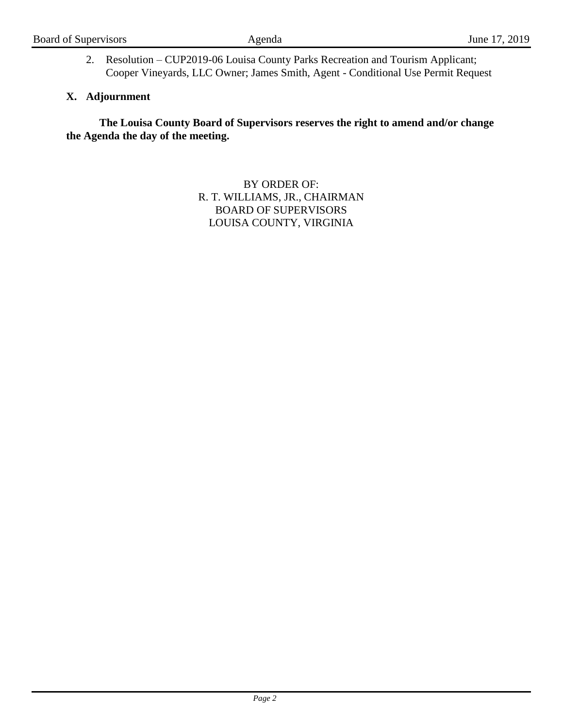2. Resolution – CUP2019-06 Louisa County Parks Recreation and Tourism Applicant; Cooper Vineyards, LLC Owner; James Smith, Agent - Conditional Use Permit Request

**X. Adjournment**

**The Louisa County Board of Supervisors reserves the right to amend and/or change the Agenda the day of the meeting.**

BY ORDER OF:
R. T. WILLIAMS, JR., CHAIRMAN
BOARD OF SUPERVISORS
LOUISA COUNTY, VIRGINIA